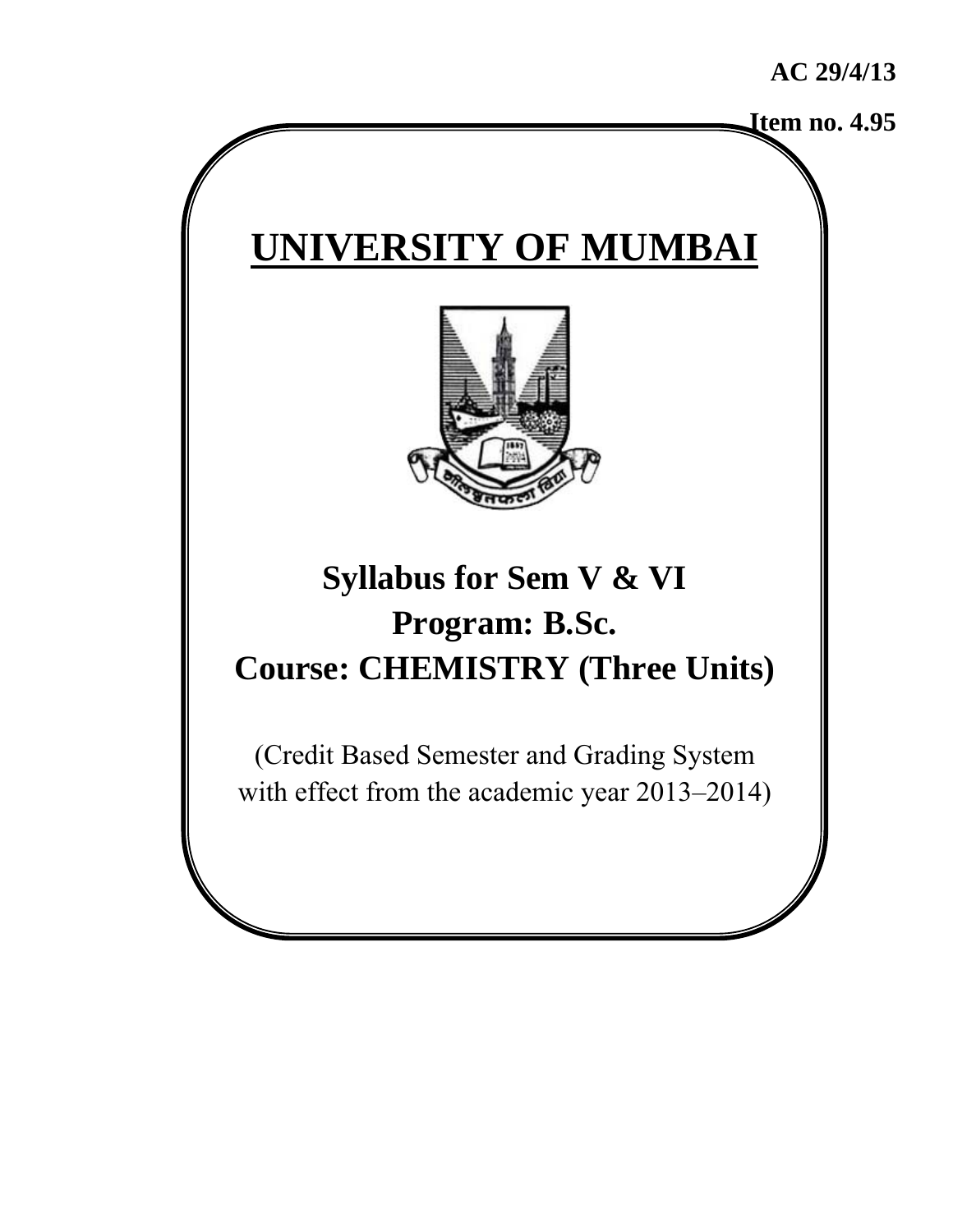**AC 29/4/13**

**Item no. 4.95**

# UNIVERSITY OF MUMBAI

## Syllabus for Sem V & VI
## Program: B.Sc.
## Course: CHEMISTRY (Three Units)

(Credit Based Semester and Grading System with effect from the academic year 2013–2014)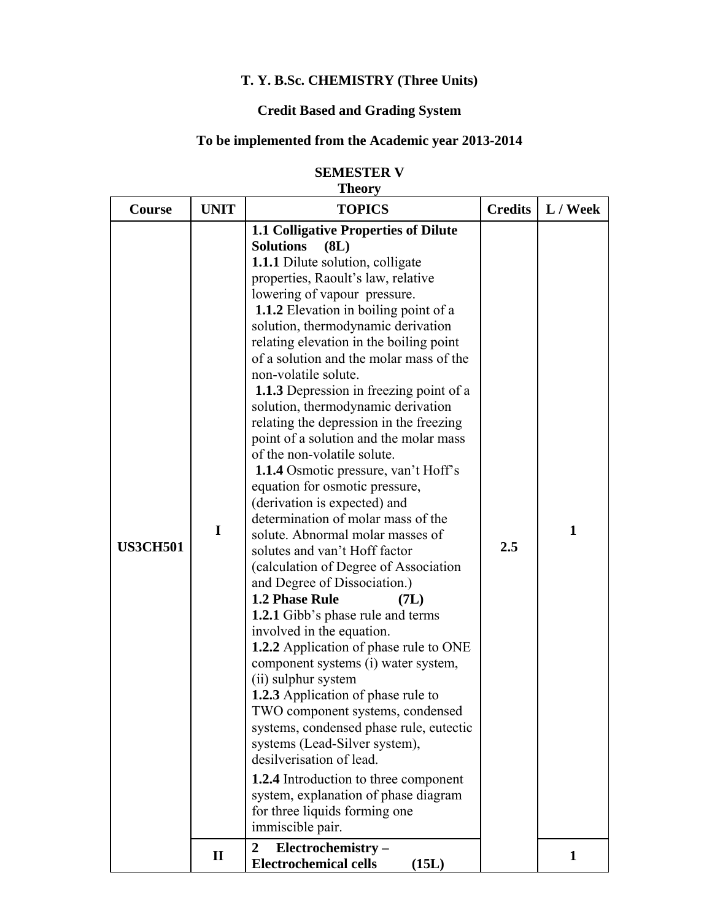**T. Y. B.Sc. CHEMISTRY (Three Units)**

**Credit Based and Grading System**

**To be implemented from the Academic year 2013-2014**

**SEMESTER V**

**Theory**

| Course | UNIT | TOPICS | Credits | L / Week |
|---|---|---|---|---|
| **US3CH501** | **I** | **1.1 Colligative Properties of Dilute Solutions (8L)**<br>**1.1.1** Dilute solution, colligate properties, Raoult's law, relative lowering of vapour pressure.<br>**1.1.2** Elevation in boiling point of a solution, thermodynamic derivation relating elevation in the boiling point of a solution and the molar mass of the non-volatile solute.<br>**1.1.3** Depression in freezing point of a solution, thermodynamic derivation relating the depression in the freezing point of a solution and the molar mass of the non-volatile solute.<br>**1.1.4** Osmotic pressure, van't Hoff's equation for osmotic pressure, (derivation is expected) and determination of molar mass of the solute. Abnormal molar masses of solutes and van't Hoff factor (calculation of Degree of Association and Degree of Dissociation.)<br>**1.2 Phase Rule (7L)**<br>**1.2.1** Gibb's phase rule and terms involved in the equation.<br>**1.2.2** Application of phase rule to ONE component systems (i) water system, (ii) sulphur system<br>**1.2.3** Application of phase rule to TWO component systems, condensed systems, condensed phase rule, eutectic systems (Lead-Silver system), desilverisation of lead.<br>**1.2.4** Introduction to three component system, explanation of phase diagram for three liquids forming one immiscible pair. | **2.5** | **1** |
| | **II** | **2 Electrochemistry – Electrochemical cells (15L)** | | **1** |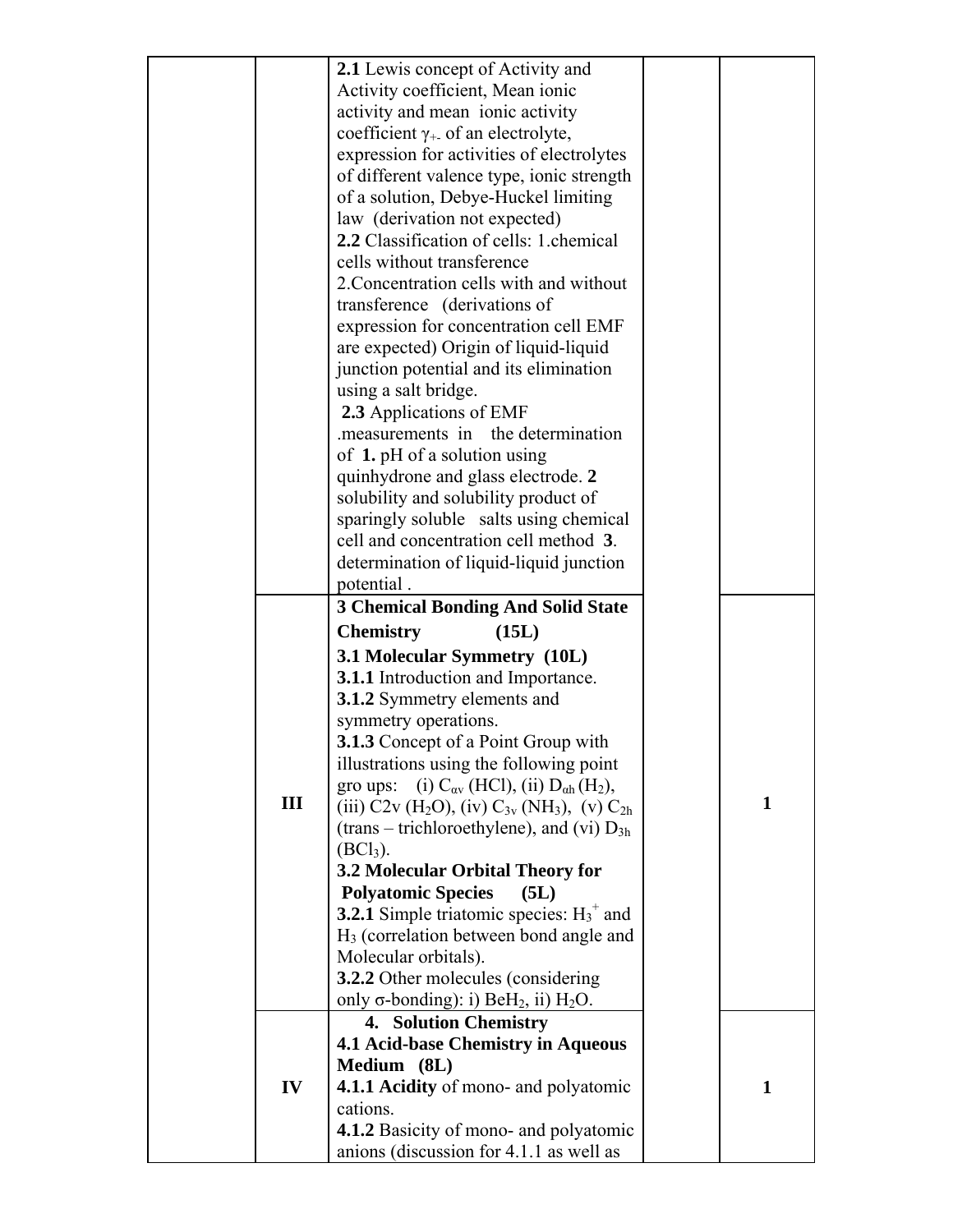| | | | | |
|---|---|---|---|---|
| | | **2.1** Lewis concept of Activity and Activity coefficient, Mean ionic activity and mean ionic activity coefficient $\gamma_{+-}$ of an electrolyte, expression for activities of electrolytes of different valence type, ionic strength of a solution, Debye-Huckel limiting law (derivation not expected)<br>**2.2** Classification of cells: 1.chemical cells without transference<br>2.Concentration cells with and without transference (derivations of expression for concentration cell EMF are expected) Origin of liquid-liquid junction potential and its elimination using a salt bridge.<br>**2.3** Applications of EMF .measurements in the determination of **1.** pH of a solution using quinhydrone and glass electrode. **2** solubility and solubility product of sparingly soluble salts using chemical cell and concentration cell method **3**. determination of liquid-liquid junction potential . | | |
| | **III** | **3 Chemical Bonding And Solid State Chemistry (15L)**<br>**3.1 Molecular Symmetry (10L)**<br>**3.1.1** Introduction and Importance.<br>**3.1.2** Symmetry elements and symmetry operations.<br>**3.1.3** Concept of a Point Group with illustrations using the following point gro ups: (i) $C_{\alpha v}$ (HCl), (ii) $D_{\alpha h}$ ($H_2$), (iii) C2v ($H_2O$), (iv) $C_{3v}$ ($NH_3$), (v) $C_{2h}$ (trans – trichloroethylene), and (vi) $D_{3h}$ ($BCl_3$).<br>**3.2 Molecular Orbital Theory for Polyatomic Species (5L)**<br>**3.2.1** Simple triatomic species: $H_3^+$ and $H_3$ (correlation between bond angle and Molecular orbitals).<br>**3.2.2** Other molecules (considering only σ-bonding): i) $BeH_2$, ii) $H_2O$. | | **1** |
| | **IV** | **4. Solution Chemistry**<br>**4.1 Acid-base Chemistry in Aqueous Medium (8L)**<br>**4.1.1 Acidity** of mono- and polyatomic cations.<br>**4.1.2** Basicity of mono- and polyatomic anions (discussion for 4.1.1 as well as | | **1** |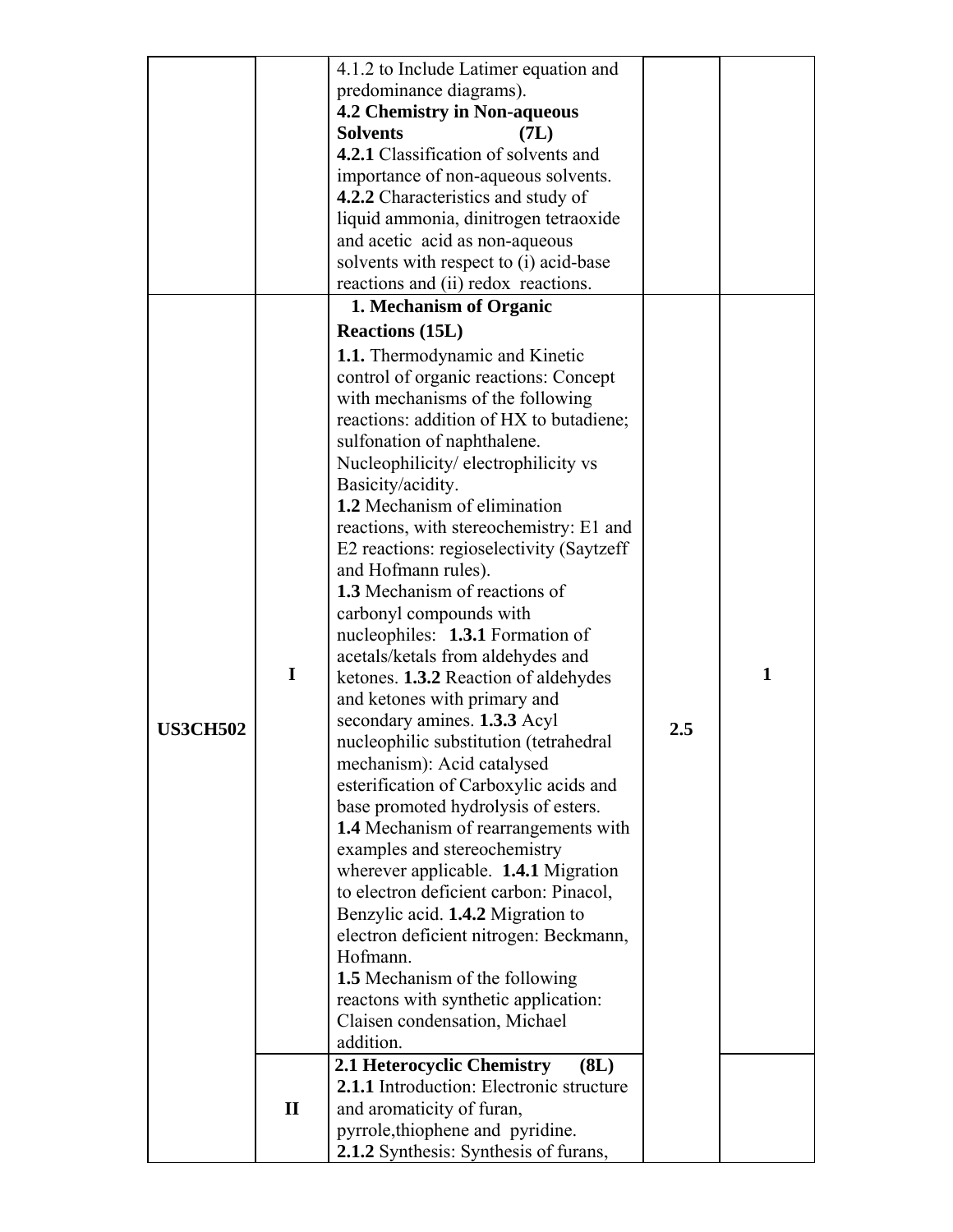| | | | | |
|---|---|---|---|---|
| | | 4.1.2 to Include Latimer equation and predominance diagrams).<br>**4.2 Chemistry in Non-aqueous Solvents (7L)**<br>**4.2.1** Classification of solvents and importance of non-aqueous solvents.<br>**4.2.2** Characteristics and study of liquid ammonia, dinitrogen tetraoxide and acetic acid as non-aqueous solvents with respect to (i) acid-base reactions and (ii) redox reactions. | | |
| **US3CH502** | **I** | **1. Mechanism of Organic Reactions (15L)**<br>**1.1.** Thermodynamic and Kinetic control of organic reactions: Concept with mechanisms of the following reactions: addition of HX to butadiene; sulfonation of naphthalene. Nucleophilicity/ electrophilicity vs Basicity/acidity.<br>**1.2** Mechanism of elimination reactions, with stereochemistry: E1 and E2 reactions: regioselectivity (Saytzeff and Hofmann rules).<br>**1.3** Mechanism of reactions of carbonyl compounds with nucleophiles: **1.3.1** Formation of acetals/ketals from aldehydes and ketones. **1.3.2** Reaction of aldehydes and ketones with primary and secondary amines. **1.3.3** Acyl nucleophilic substitution (tetrahedral mechanism): Acid catalysed esterification of Carboxylic acids and base promoted hydrolysis of esters.<br>**1.4** Mechanism of rearrangements with examples and stereochemistry wherever applicable. **1.4.1** Migration to electron deficient carbon: Pinacol, Benzylic acid. **1.4.2** Migration to electron deficient nitrogen: Beckmann, Hofmann.<br>**1.5** Mechanism of the following reactons with synthetic application: Claisen condensation, Michael addition. | **2.5** | **1** |
| | **II** | **2.1 Heterocyclic Chemistry (8L)**<br>**2.1.1** Introduction: Electronic structure and aromaticity of furan, pyrrole,thiophene and pyridine.<br>**2.1.2** Synthesis: Synthesis of furans, | | |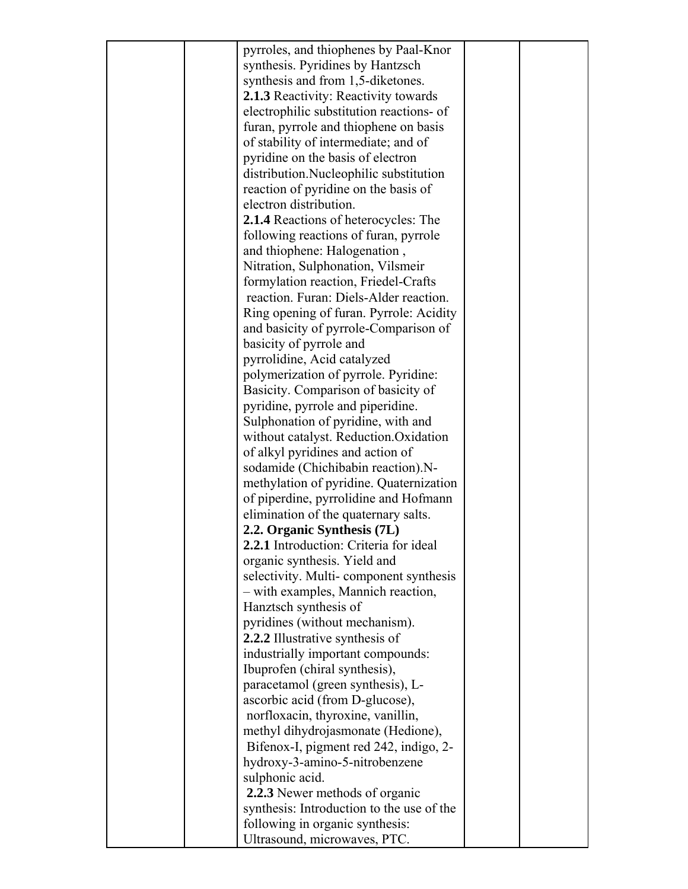| | | | | |
|---|---|---|---|---|
| | | pyrroles, and thiophenes by Paal-Knor synthesis. Pyridines by Hantzsch synthesis and from 1,5-diketones.<br>**2.1.3** Reactivity: Reactivity towards electrophilic substitution reactions- of furan, pyrrole and thiophene on basis of stability of intermediate; and of pyridine on the basis of electron distribution.Nucleophilic substitution reaction of pyridine on the basis of electron distribution.<br>**2.1.4** Reactions of heterocycles: The following reactions of furan, pyrrole and thiophene: Halogenation , Nitration, Sulphonation, Vilsmeir formylation reaction, Friedel-Crafts reaction. Furan: Diels-Alder reaction. Ring opening of furan. Pyrrole: Acidity and basicity of pyrrole-Comparison of basicity of pyrrole and pyrrolidine, Acid catalyzed polymerization of pyrrole. Pyridine: Basicity. Comparison of basicity of pyridine, pyrrole and piperidine. Sulphonation of pyridine, with and without catalyst. Reduction.Oxidation of alkyl pyridines and action of sodamide (Chichibabin reaction).N-methylation of pyridine. Quaternization of piperdine, pyrrolidine and Hofmann elimination of the quaternary salts.<br>**2.2. Organic Synthesis (7L)**<br>**2.2.1** Introduction: Criteria for ideal organic synthesis. Yield and selectivity. Multi- component synthesis – with examples, Mannich reaction, Hanztsch synthesis of pyridines (without mechanism).<br>**2.2.2** Illustrative synthesis of industrially important compounds: Ibuprofen (chiral synthesis), paracetamol (green synthesis), L-ascorbic acid (from D-glucose), norfloxacin, thyroxine, vanillin, methyl dihydrojasmonate (Hedione), Bifenox-I, pigment red 242, indigo, 2-hydroxy-3-amino-5-nitrobenzene sulphonic acid.<br>**2.2.3** Newer methods of organic synthesis: Introduction to the use of the following in organic synthesis: Ultrasound, microwaves, PTC. | | |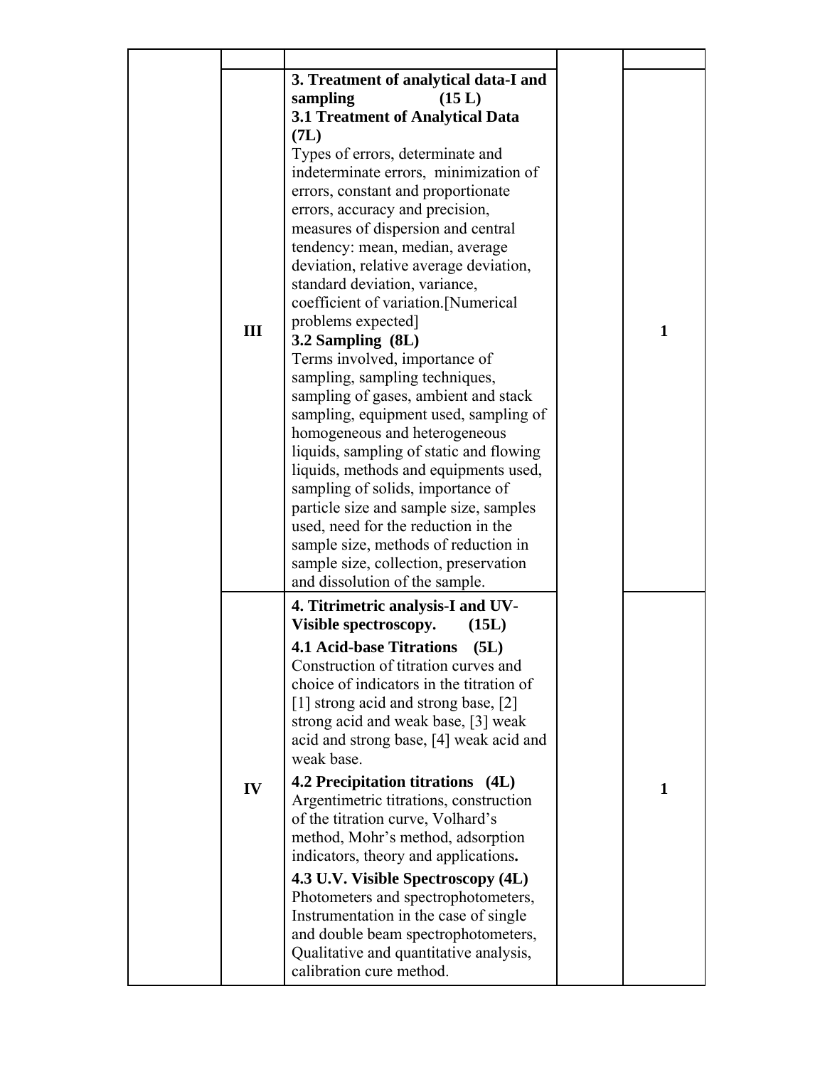| | | | | |
|---|---|---|---|---|
| | III | **3. Treatment of analytical data-I and sampling (15 L)**<br>**3.1 Treatment of Analytical Data (7L)**<br>Types of errors, determinate and indeterminate errors, minimization of errors, constant and proportionate errors, accuracy and precision, measures of dispersion and central tendency: mean, median, average deviation, relative average deviation, standard deviation, variance, coefficient of variation.[Numerical problems expected]<br>**3.2 Sampling (8L)**<br>Terms involved, importance of sampling, sampling techniques, sampling of gases, ambient and stack sampling, equipment used, sampling of homogeneous and heterogeneous liquids, sampling of static and flowing liquids, methods and equipments used, sampling of solids, importance of particle size and sample size, samples used, need for the reduction in the sample size, methods of reduction in sample size, collection, preservation and dissolution of the sample. | | 1 |
| | IV | **4. Titrimetric analysis-I and UV-Visible spectroscopy. (15L)**<br>**4.1 Acid-base Titrations (5L)**<br>Construction of titration curves and choice of indicators in the titration of [1] strong acid and strong base, [2] strong acid and weak base, [3] weak acid and strong base, [4] weak acid and weak base.<br>**4.2 Precipitation titrations (4L)**<br>Argentimetric titrations, construction of the titration curve, Volhard's method, Mohr's method, adsorption indicators, theory and applications.<br>**4.3 U.V. Visible Spectroscopy (4L)**<br>Photometers and spectrophotometers, Instrumentation in the case of single and double beam spectrophotometers, Qualitative and quantitative analysis, calibration cure method. | | 1 |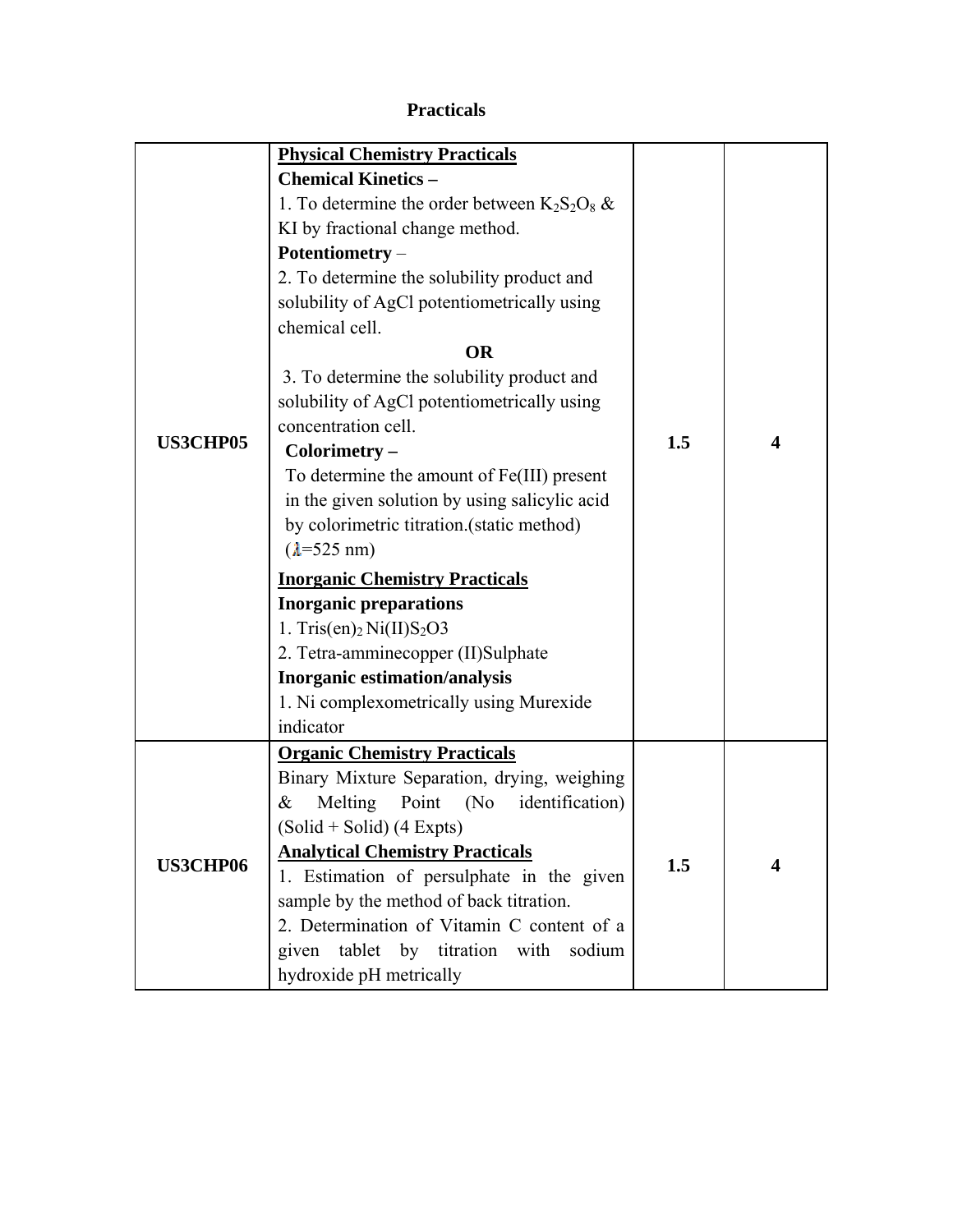**Practicals**

| | | | |
|---|---|---|---|
| **US3CHP05** | **Physical Chemistry Practicals**<br>**Chemical Kinetics –**<br>1. To determine the order between $K_2S_2O_8$ & KI by fractional change method.<br>**Potentiometry** –<br>2. To determine the solubility product and solubility of AgCl potentiometrically using chemical cell.<br>**OR**<br>3. To determine the solubility product and solubility of AgCl potentiometrically using concentration cell.<br>**Colorimetry –**<br>To determine the amount of Fe(III) present in the given solution by using salicylic acid by colorimetric titration.(static method) ($\lambda$=525 nm)<br>**Inorganic Chemistry Practicals**<br>**Inorganic preparations**<br>1. Tris$(en)_2$ Ni(II)$S_2$O3<br>2. Tetra-amminecopper (II)Sulphate<br>**Inorganic estimation/analysis**<br>1. Ni complexometrically using Murexide indicator | **1.5** | **4** |
| **US3CHP06** | **Organic Chemistry Practicals**<br>Binary Mixture Separation, drying, weighing & Melting Point (No identification) (Solid + Solid) (4 Expts)<br>**Analytical Chemistry Practicals**<br>1. Estimation of persulphate in the given sample by the method of back titration.<br>2. Determination of Vitamin C content of a given tablet by titration with sodium hydroxide pH metrically | **1.5** | **4** |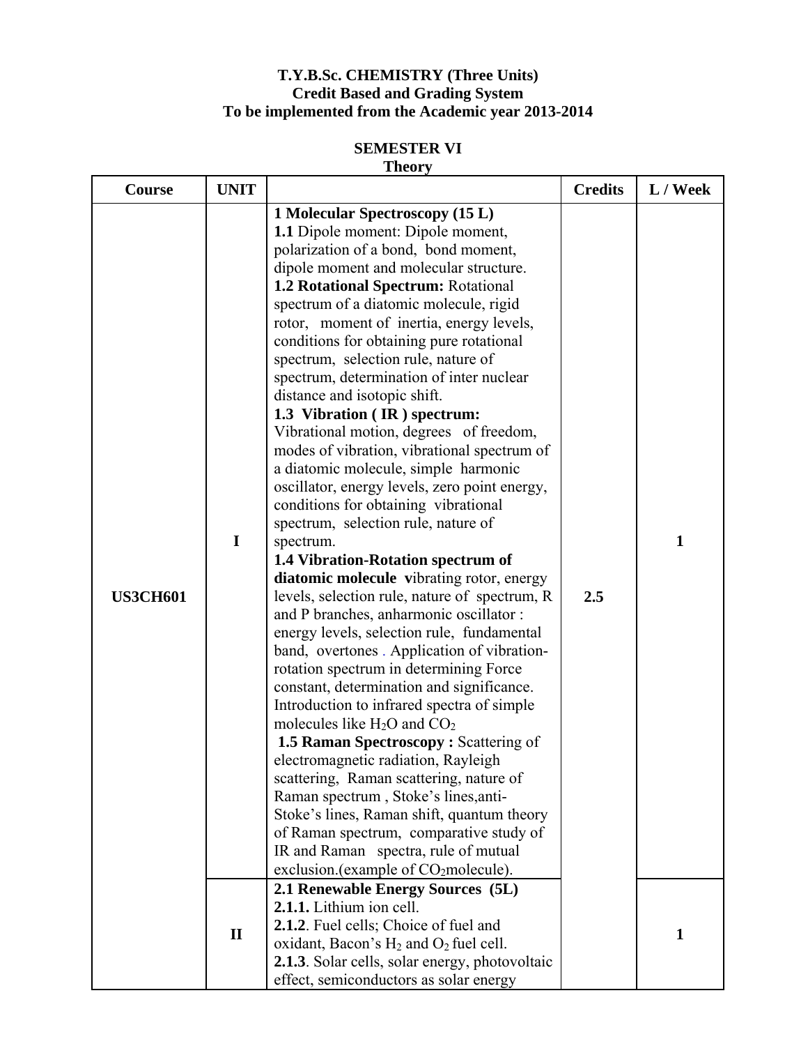**T.Y.B.Sc. CHEMISTRY (Three Units)**
**Credit Based and Grading System**
**To be implemented from the Academic year 2013-2014**

**SEMESTER VI**
**Theory**

| Course | UNIT | | Credits | L / Week |
|---|---|---|---|---|
| US3CH601 | I | **1 Molecular Spectroscopy (15 L)** **1.1** Dipole moment: Dipole moment, polarization of a bond, bond moment, dipole moment and molecular structure. **1.2 Rotational Spectrum:** Rotational spectrum of a diatomic molecule, rigid rotor, moment of inertia, energy levels, conditions for obtaining pure rotational spectrum, selection rule, nature of spectrum, determination of inter nuclear distance and isotopic shift. **1.3 Vibration ( IR ) spectrum:** Vibrational motion, degrees of freedom, modes of vibration, vibrational spectrum of a diatomic molecule, simple harmonic oscillator, energy levels, zero point energy, conditions for obtaining vibrational spectrum, selection rule, nature of spectrum. **1.4 Vibration-Rotation spectrum of diatomic molecule** vibrating rotor, energy levels, selection rule, nature of spectrum, R and P branches, anharmonic oscillator : energy levels, selection rule, fundamental band, overtones . Application of vibration-rotation spectrum in determining Force constant, determination and significance. Introduction to infrared spectra of simple molecules like $H_2O$ and $CO_2$ **1.5 Raman Spectroscopy :** Scattering of electromagnetic radiation, Rayleigh scattering, Raman scattering, nature of Raman spectrum , Stoke's lines,anti-Stoke's lines, Raman shift, quantum theory of Raman spectrum, comparative study of IR and Raman spectra, rule of mutual exclusion.(example of $CO_2$molecule). | 2.5 | 1 |
| | II | **2.1 Renewable Energy Sources (5L)** **2.1.1.** Lithium ion cell. **2.1.2**. Fuel cells; Choice of fuel and oxidant, Bacon's $H_2$ and $O_2$ fuel cell. **2.1.3**. Solar cells, solar energy, photovoltaic effect, semiconductors as solar energy | | 1 |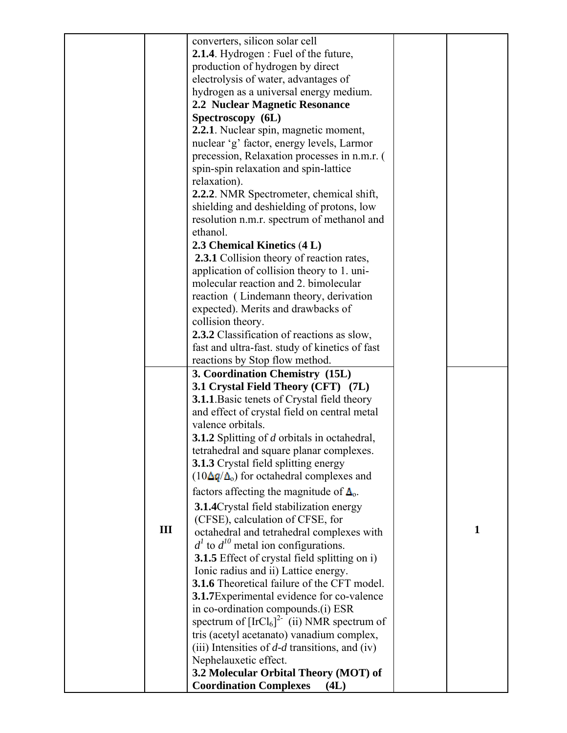| | | | | |
|---|---|---|---|---|
| | | converters, silicon solar cell<br>**2.1.4**. Hydrogen : Fuel of the future, production of hydrogen by direct electrolysis of water, advantages of hydrogen as a universal energy medium.<br>**2.2 Nuclear Magnetic Resonance Spectroscopy (6L)**<br>**2.2.1**. Nuclear spin, magnetic moment, nuclear 'g' factor, energy levels, Larmor precession, Relaxation processes in n.m.r. ( spin-spin relaxation and spin-lattice relaxation).<br>**2.2.2**. NMR Spectrometer, chemical shift, shielding and deshielding of protons, low resolution n.m.r. spectrum of methanol and ethanol.<br>**2.3 Chemical Kinetics** (**4 L)**<br>**2.3.1** Collision theory of reaction rates, application of collision theory to 1. uni-molecular reaction and 2. bimolecular reaction ( Lindemann theory, derivation expected). Merits and drawbacks of collision theory.<br>**2.3.2** Classification of reactions as slow, fast and ultra-fast. study of kinetics of fast reactions by Stop flow method. | | |
| | III | **3. Coordination Chemistry (15L)**<br>**3.1 Crystal Field Theory (CFT) (7L)**<br>**3.1.1**.Basic tenets of Crystal field theory and effect of crystal field on central metal valence orbitals.<br>**3.1.2** Splitting of *d* orbitals in octahedral, tetrahedral and square planar complexes.<br>**3.1.3** Crystal field splitting energy ($10\Delta q/\Delta_o$) for octahedral complexes and factors affecting the magnitude of $\Delta_o$.<br>**3.1.4**Crystal field stabilization energy (CFSE), calculation of CFSE, for octahedral and tetrahedral complexes with $d^1$ to $d^{10}$ metal ion configurations.<br>**3.1.5** Effect of crystal field splitting on i) Ionic radius and ii) Lattice energy.<br>**3.1.6** Theoretical failure of the CFT model.<br>**3.1.7**Experimental evidence for co-valence in co-ordination compounds.(i) ESR spectrum of $[IrCl_6]^{2-}$ (ii) NMR spectrum of tris (acetyl acetanato) vanadium complex, (iii) Intensities of *d*-*d* transitions, and (iv) Nephelauxetic effect.<br>**3.2 Molecular Orbital Theory (MOT) of Coordination Complexes (4L)** | | 1 |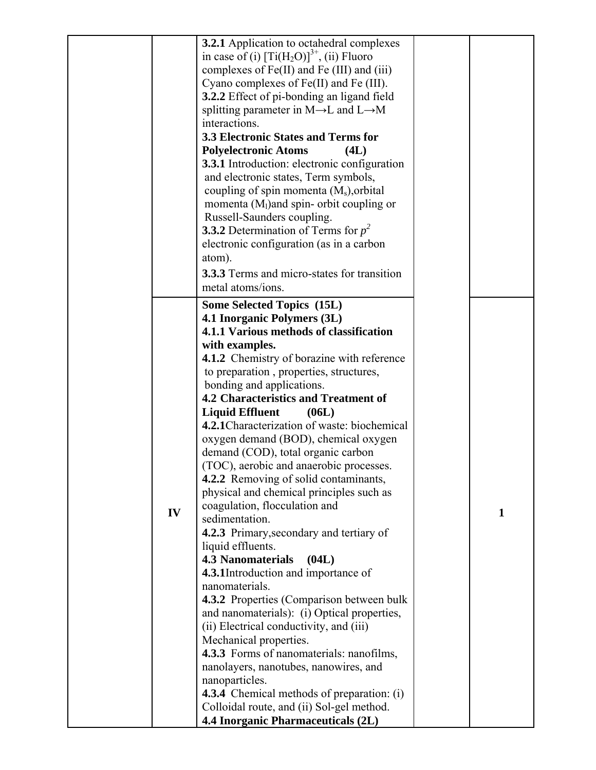| | | | | |
|---|---|---|---|---|
| | | **3.2.1** Application to octahedral complexes in case of (i) $[Ti(H_2O)]^{3+}$, (ii) Fluoro complexes of Fe(II) and Fe (III) and (iii) Cyano complexes of Fe(II) and Fe (III).<br>**3.2.2** Effect of pi-bonding an ligand field splitting parameter in M→L and L→M interactions.<br>**3.3 Electronic States and Terms for Polyelectronic Atoms (4L)**<br>**3.3.1** Introduction: electronic configuration and electronic states, Term symbols, coupling of spin momenta ($M_s$),orbital momenta ($M_l$)and spin- orbit coupling or Russell-Saunders coupling.<br>**3.3.2** Determination of Terms for $p^2$ electronic configuration (as in a carbon atom).<br>**3.3.3** Terms and micro-states for transition metal atoms/ions. | | |
| | IV | **Some Selected Topics (15L)**<br>**4.1 Inorganic Polymers (3L)**<br>**4.1.1 Various methods of classification with examples.**<br>**4.1.2** Chemistry of borazine with reference to preparation , properties, structures, bonding and applications.<br>**4.2 Characteristics and Treatment of Liquid Effluent (06L)**<br>**4.2.1**Characterization of waste: biochemical oxygen demand (BOD), chemical oxygen demand (COD), total organic carbon (TOC), aerobic and anaerobic processes.<br>**4.2.2** Removing of solid contaminants, physical and chemical principles such as coagulation, flocculation and sedimentation.<br>**4.2.3** Primary,secondary and tertiary of liquid effluents.<br>**4.3 Nanomaterials (04L)**<br>**4.3.1**Introduction and importance of nanomaterials.<br>**4.3.2** Properties (Comparison between bulk and nanomaterials): (i) Optical properties, (ii) Electrical conductivity, and (iii) Mechanical properties.<br>**4.3.3** Forms of nanomaterials: nanofilms, nanolayers, nanotubes, nanowires, and nanoparticles.<br>**4.3.4** Chemical methods of preparation: (i) Colloidal route, and (ii) Sol-gel method.<br>**4.4 Inorganic Pharmaceuticals (2L)** | | 1 |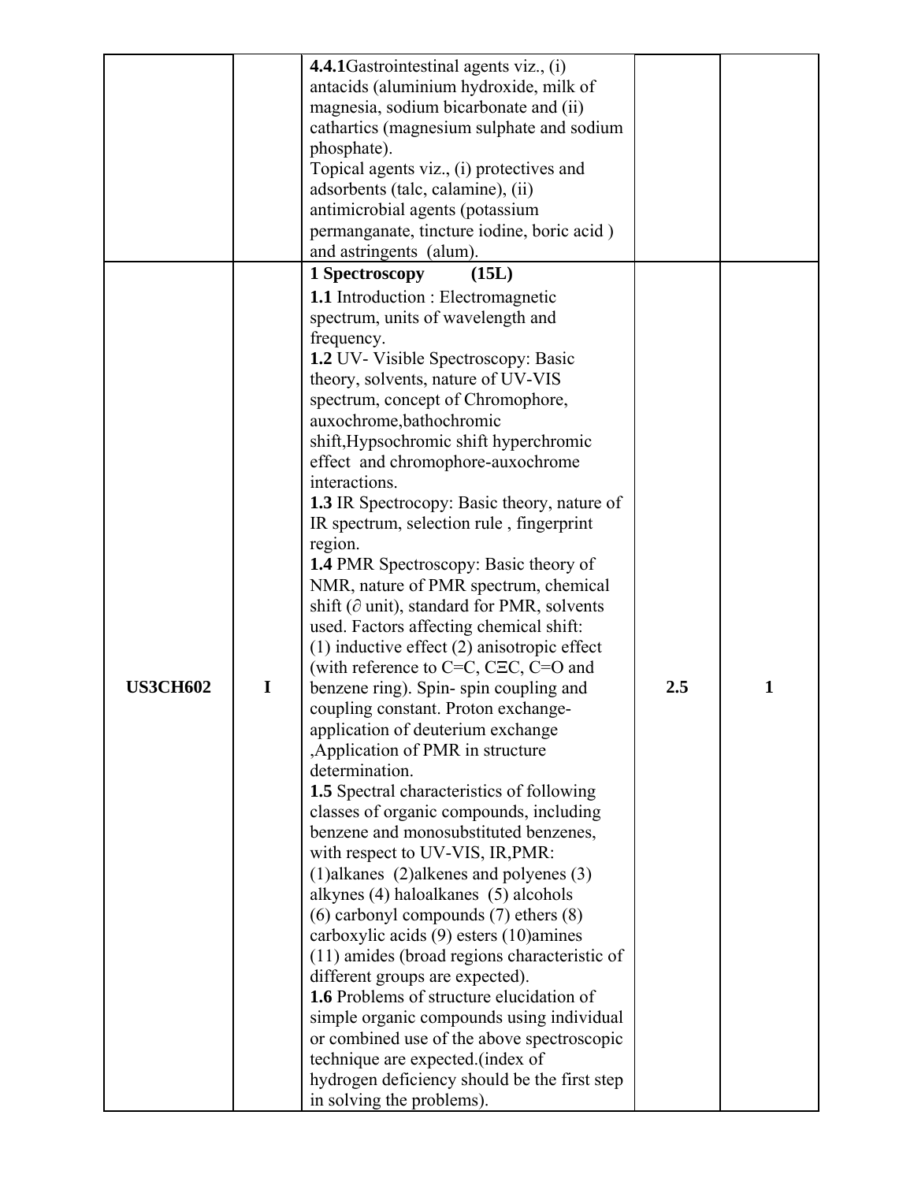| | | | | |
|---|---|---|---|---|
| | | **4.4.1**Gastrointestinal agents viz., (i) antacids (aluminium hydroxide, milk of magnesia, sodium bicarbonate and (ii) cathartics (magnesium sulphate and sodium phosphate).<br>Topical agents viz., (i) protectives and adsorbents (talc, calamine), (ii) antimicrobial agents (potassium permanganate, tincture iodine, boric acid ) and astringents (alum). | | |
| **US3CH602** | **I** | **1 Spectroscopy (15L)**<br>**1.1** Introduction : Electromagnetic spectrum, units of wavelength and frequency.<br>**1.2** UV- Visible Spectroscopy: Basic theory, solvents, nature of UV-VIS spectrum, concept of Chromophore, auxochrome,bathochromic shift,Hypsochromic shift hyperchromic effect and chromophore-auxochrome interactions.<br>**1.3** IR Spectrocopy: Basic theory, nature of IR spectrum, selection rule , fingerprint region.<br>**1.4** PMR Spectroscopy: Basic theory of NMR, nature of PMR spectrum, chemical shift (∂ unit), standard for PMR, solvents used. Factors affecting chemical shift: (1) inductive effect (2) anisotropic effect (with reference to C=C, CΞC, C=O and benzene ring). Spin- spin coupling and coupling constant. Proton exchange- application of deuterium exchange ,Application of PMR in structure determination.<br>**1.5** Spectral characteristics of following classes of organic compounds, including benzene and monosubstituted benzenes, with respect to UV-VIS, IR,PMR: (1)alkanes (2)alkenes and polyenes (3) alkynes (4) haloalkanes (5) alcohols (6) carbonyl compounds (7) ethers (8) carboxylic acids (9) esters (10)amines (11) amides (broad regions characteristic of different groups are expected).<br>**1.6** Problems of structure elucidation of simple organic compounds using individual or combined use of the above spectroscopic technique are expected.(index of hydrogen deficiency should be the first step in solving the problems). | **2.5** | **1** |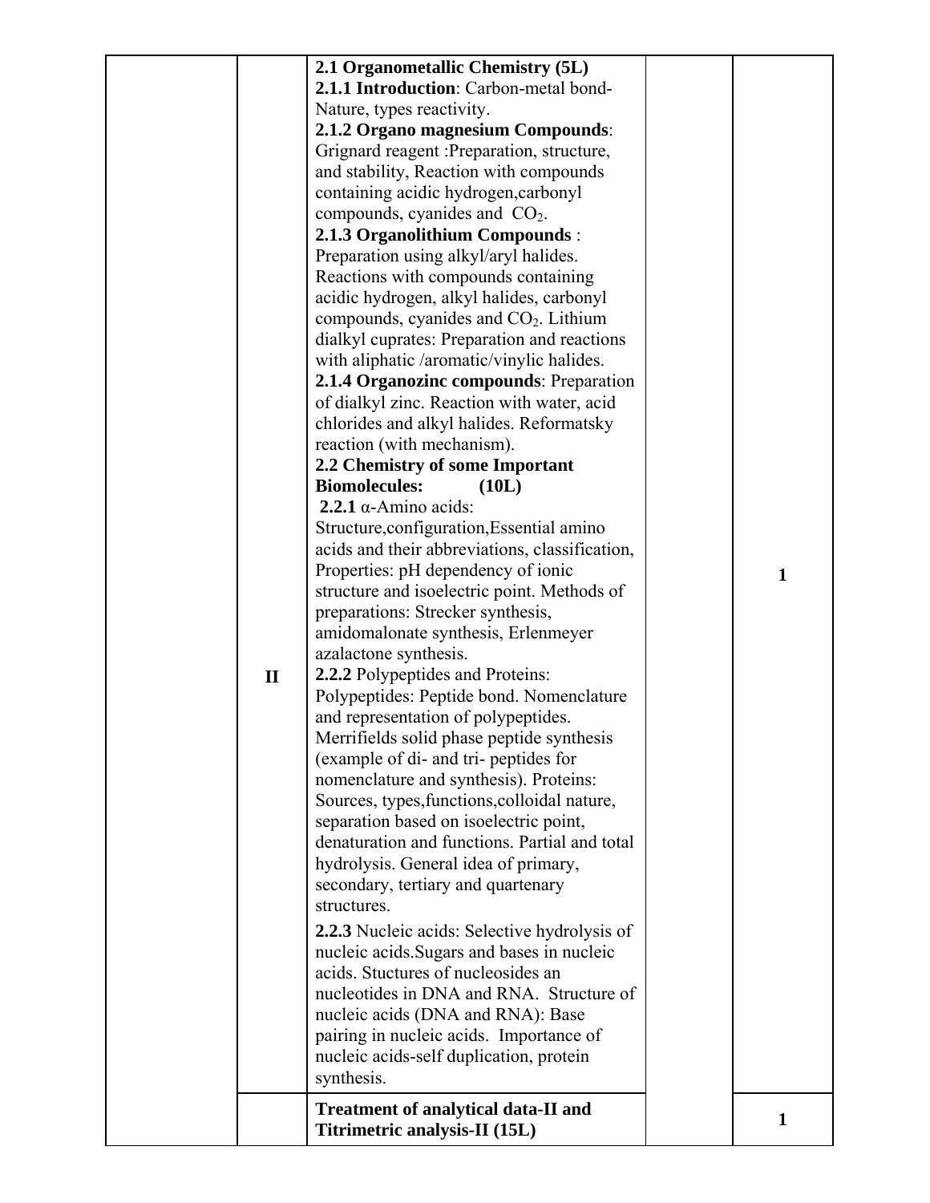|  |  |  |  |  |
|---|---|---|---|---|
|  | II | **2.1 Organometallic Chemistry (5L)**<br>**2.1.1 Introduction**: Carbon-metal bond-Nature, types reactivity.<br>**2.1.2 Organo magnesium Compounds**: Grignard reagent :Preparation, structure, and stability, Reaction with compounds containing acidic hydrogen,carbonyl compounds, cyanides and $CO_2$.<br>**2.1.3 Organolithium Compounds** : Preparation using alkyl/aryl halides. Reactions with compounds containing acidic hydrogen, alkyl halides, carbonyl compounds, cyanides and $CO_2$. Lithium dialkyl cuprates: Preparation and reactions with aliphatic /aromatic/vinylic halides.<br>**2.1.4 Organozinc compounds**: Preparation of dialkyl zinc. Reaction with water, acid chlorides and alkyl halides. Reformatsky reaction (with mechanism).<br>**2.2 Chemistry of some Important Biomolecules: (10L)**<br>**2.2.1** α-Amino acids: Structure,configuration,Essential amino acids and their abbreviations, classification, Properties: pH dependency of ionic structure and isoelectric point. Methods of preparations: Strecker synthesis, amidomalonate synthesis, Erlenmeyer azalactone synthesis.<br>**2.2.2** Polypeptides and Proteins: Polypeptides: Peptide bond. Nomenclature and representation of polypeptides. Merrifields solid phase peptide synthesis (example of di- and tri- peptides for nomenclature and synthesis). Proteins: Sources, types,functions,colloidal nature, separation based on isoelectric point, denaturation and functions. Partial and total hydrolysis. General idea of primary, secondary, tertiary and quartenary structures.<br>**2.2.3** Nucleic acids: Selective hydrolysis of nucleic acids.Sugars and bases in nucleic acids. Stuctures of nucleosides an nucleotides in DNA and RNA. Structure of nucleic acids (DNA and RNA): Base pairing in nucleic acids. Importance of nucleic acids-self duplication, protein synthesis. |  | 1 |
|  |  | **Treatment of analytical data-II and Titrimetric analysis-II (15L)** |  | 1 |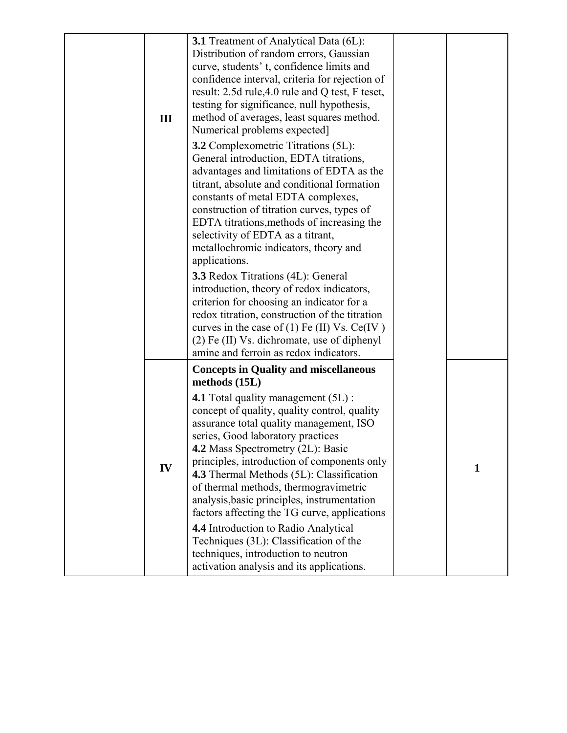| | | | | |
|---|---|---|---|---|
| | III | **3.1** Treatment of Analytical Data (6L): Distribution of random errors, Gaussian curve, students' t, confidence limits and confidence interval, criteria for rejection of result: 2.5d rule,4.0 rule and Q test, F teset, testing for significance, null hypothesis, method of averages, least squares method. Numerical problems expected]<br><br>**3.2** Complexometric Titrations (5L): General introduction, EDTA titrations, advantages and limitations of EDTA as the titrant, absolute and conditional formation constants of metal EDTA complexes, construction of titration curves, types of EDTA titrations,methods of increasing the selectivity of EDTA as a titrant, metallochromic indicators, theory and applications.<br><br>**3.3** Redox Titrations (4L): General introduction, theory of redox indicators, criterion for choosing an indicator for a redox titration, construction of the titration curves in the case of (1) Fe (II) Vs. Ce(IV ) (2) Fe (II) Vs. dichromate, use of diphenyl amine and ferroin as redox indicators. | | |
| | IV | **Concepts in Quality and miscellaneous methods (15L)**<br><br>**4.1** Total quality management (5L) : concept of quality, quality control, quality assurance total quality management, ISO series, Good laboratory practices<br>**4.2** Mass Spectrometry (2L): Basic principles, introduction of components only<br>**4.3** Thermal Methods (5L): Classification of thermal methods, thermogravimetric analysis,basic principles, instrumentation factors affecting the TG curve, applications<br><br>**4.4** Introduction to Radio Analytical Techniques (3L): Classification of the techniques, introduction to neutron activation analysis and its applications. | | 1 |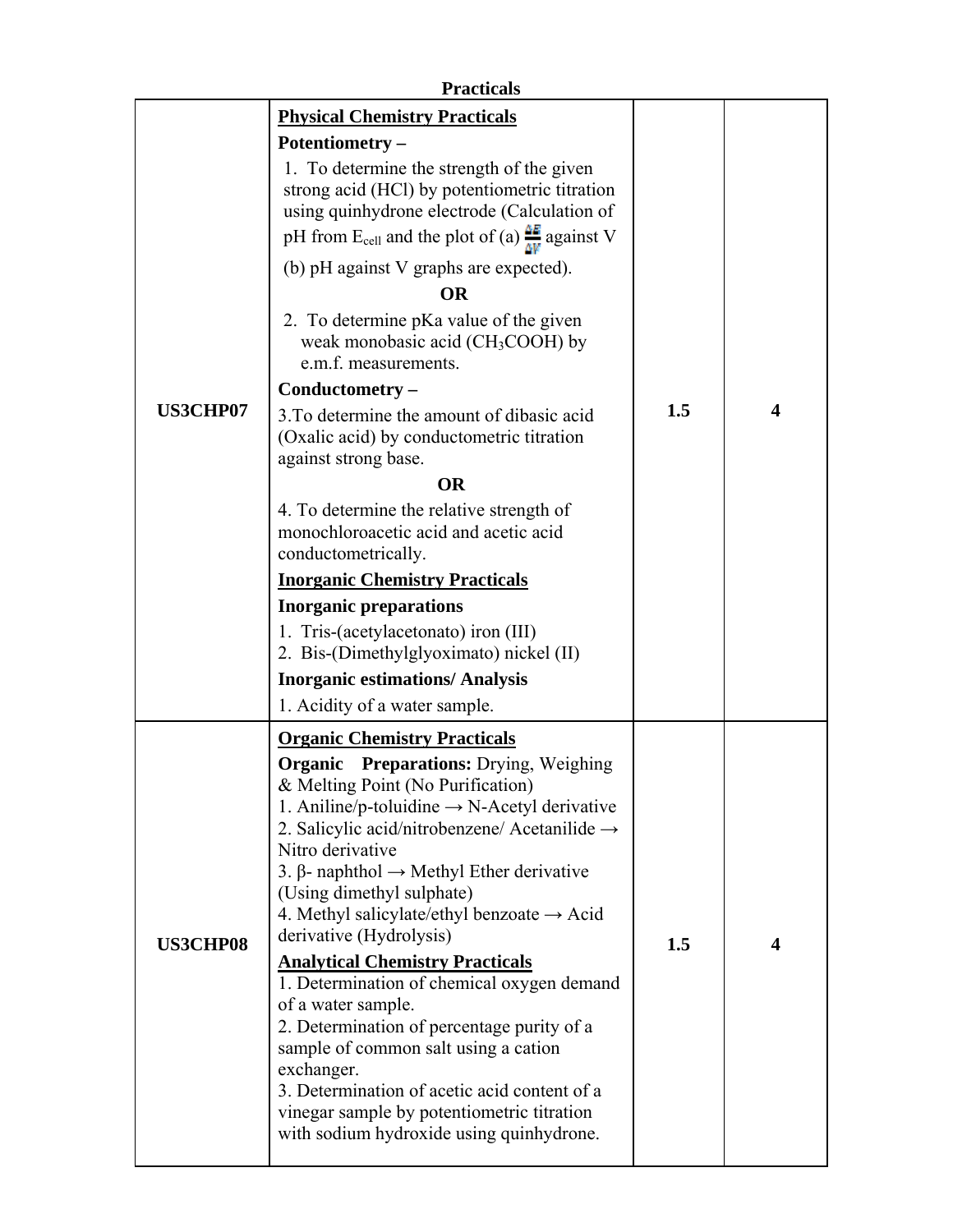**Practicals**

| | | | |
|---|---|---|---|
| **US3CHP07** | **Physical Chemistry Practicals**<br>**Potentiometry –**<br>1. To determine the strength of the given strong acid (HCl) by potentiometric titration using quinhydrone electrode (Calculation of pH from $E_{cell}$ and the plot of (a) $\frac{\Delta E}{\Delta V}$ against V (b) pH against V graphs are expected).<br>**OR**<br>2. To determine pKa value of the given weak monobasic acid ($CH_3COOH$) by e.m.f. measurements.<br>**Conductometry –**<br>3.To determine the amount of dibasic acid (Oxalic acid) by conductometric titration against strong base.<br>**OR**<br>4. To determine the relative strength of monochloroacetic acid and acetic acid conductometrically.<br>**Inorganic Chemistry Practicals**<br>**Inorganic preparations**<br>1. Tris-(acetylacetonato) iron (III)<br>2. Bis-(Dimethylglyoximato) nickel (II)<br>**Inorganic estimations/ Analysis**<br>1. Acidity of a water sample. | **1.5** | **4** |
| **US3CHP08** | **Organic Chemistry Practicals**<br>**Organic Preparations:** Drying, Weighing & Melting Point (No Purification)<br>1. Aniline/p-toluidine → N-Acetyl derivative<br>2. Salicylic acid/nitrobenzene/ Acetanilide → Nitro derivative<br>3. β- naphthol → Methyl Ether derivative (Using dimethyl sulphate)<br>4. Methyl salicylate/ethyl benzoate → Acid derivative (Hydrolysis)<br>**Analytical Chemistry Practicals**<br>1. Determination of chemical oxygen demand of a water sample.<br>2. Determination of percentage purity of a sample of common salt using a cation exchanger.<br>3. Determination of acetic acid content of a vinegar sample by potentiometric titration with sodium hydroxide using quinhydrone. | **1.5** | **4** |